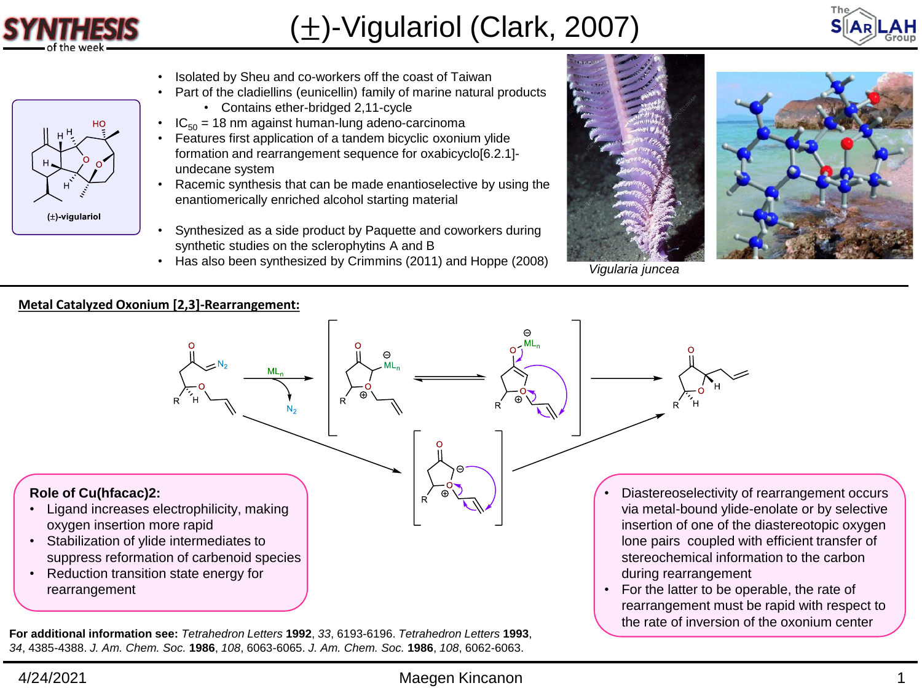# (±)-Vigulariol (Clark, 2007)

(±)-vigulariol

- Isolated by Sheu and co-workers off the coast of Taiwan
- Part of the cladiellins (eunicellin) family of marine natural products
  - Contains ether-bridged 2,11-cycle
- $IC_{50}$ = 18 nm against human-lung adeno-carcinoma
- Features first application of a tandem bicyclic oxonium ylide formation and rearrangement sequence for oxabicyclo[6.2.1]-undecane system
- Racemic synthesis that can be made enantioselective by using the enantiomerically enriched alcohol starting material
- Synthesized as a side product by Paquette and coworkers during synthetic studies on the sclerophytins A and B
- Has also been synthesized by Crimmins (2011) and Hoppe (2008)

*Vigularia juncea*

## Metal Catalyzed Oxonium [2,3]-Rearrangement:

$ML_n$, $N_2$

**Role of Cu(hfacac)2:**

- Ligand increases electrophilicity, making oxygen insertion more rapid
- Stabilization of ylide intermediates to suppress reformation of carbenoid species
- Reduction transition state energy for rearrangement

- Diastereoselectivity of rearrangement occurs via metal-bound ylide-enolate or by selective insertion of one of the diastereotopic oxygen lone pairs coupled with efficient transfer of stereochemical information to the carbon during rearrangement
- For the latter to be operable, the rate of rearrangement must be rapid with respect to the rate of inversion of the oxonium center

**For additional information see:** *Tetrahedron Letters* **1992**, *33*, 6193-6196. *Tetrahedron Letters* **1993**, *34*, 4385-4388. *J. Am. Chem. Soc.* **1986**, *108*, 6063-6065. *J. Am. Chem. Soc.* **1986**, *108*, 6062-6063.

4/24/2021 Maegen Kincanon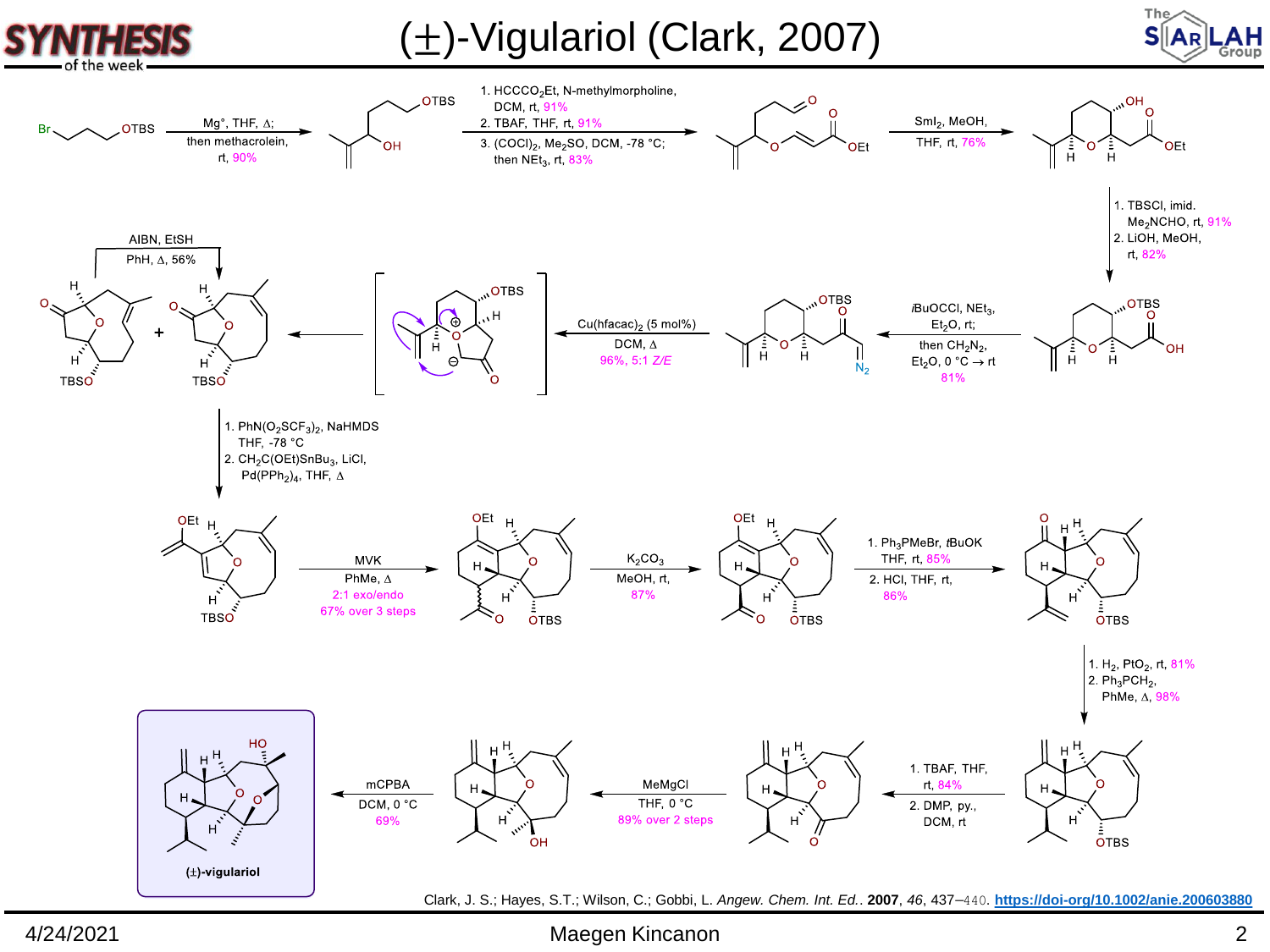# (±)-Vigulariol (Clark, 2007)

Br–(CH$_2$)$_3$–OTBS → Mg°, THF, Δ; then methacrolein, rt, 90%

1. HCCCO$_2$Et, N-methylmorpholine, DCM, rt, 91%
2. TBAF, THF, rt, 91%
3. (COCl)$_2$, Me$_2$SO, DCM, -78 °C; then NEt$_3$, rt, 83%

SmI$_2$, MeOH, THF, rt, 76%

1. TBSCl, imid. Me$_2$NCHO, rt, 91%
2. LiOH, MeOH, rt, 82%

*i*BuOCCl, NEt$_3$, Et$_2$O, rt; then CH$_2$N$_2$, Et$_2$O, 0 °C → rt, 81%

Cu(hfacac)$_2$ (5 mol%), DCM, Δ, 96%, 5:1 *Z/E*

AIBN, EtSH, PhH, Δ, 56%

1. PhN(O$_2$SCF$_3$)$_2$, NaHMDS, THF, -78 °C
2. CH$_2$C(OEt)SnBu$_3$, LiCl, Pd(PPh$_2$)$_4$, THF, Δ

MVK, PhMe, Δ, 2:1 exo/endo, 67% over 3 steps

K$_2$CO$_3$, MeOH, rt, 87%

1. Ph$_3$PMeBr, *t*BuOK, THF, rt, 85%
2. HCl, THF, rt, 86%

1. H$_2$, PtO$_2$, rt, 81%
2. Ph$_3$PCH$_2$, PhMe, Δ, 98%

1. TBAF, THF, rt, 84%
2. DMP, py., DCM, rt

MeMgCl, THF, 0 °C, 89% over 2 steps

mCPBA, DCM, 0 °C, 69%

**(±)-vigulariol**

Clark, J. S.; Hayes, S.T.; Wilson, C.; Gobbi, L. *Angew. Chem. Int. Ed.*. **2007**, *46*, 437–440. https://doi-org/10.1002/anie.200603880

4/24/2021 Maegen Kincanon